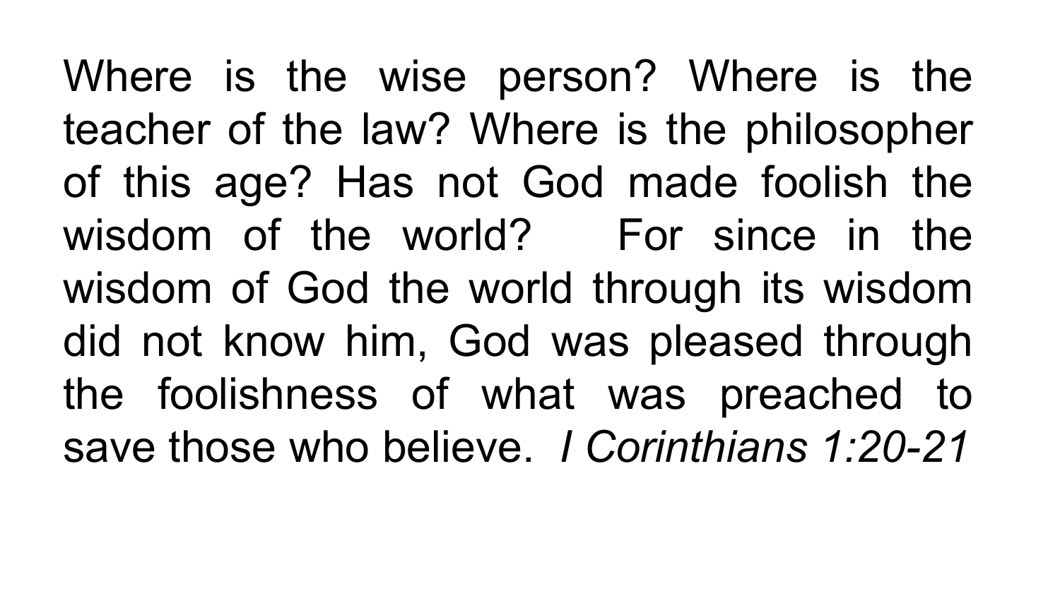Where is the wise person? Where is the teacher of the law? Where is the philosopher of this age? Has not God made foolish the wisdom of the world? For since in the wisdom of God the world through its wisdom did not know him, God was pleased through the foolishness of what was preached to save those who believe. *I Corinthians 1:20-21*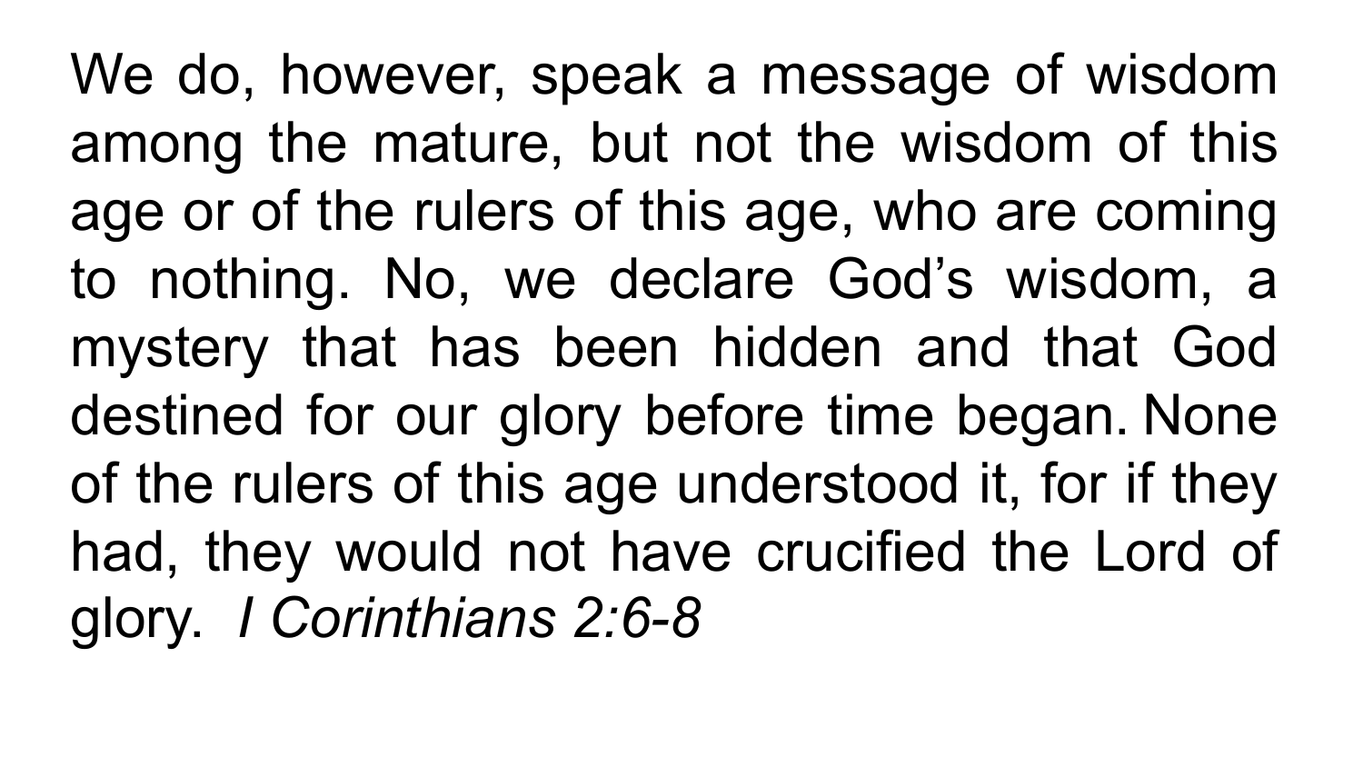We do, however, speak a message of wisdom among the mature, but not the wisdom of this age or of the rulers of this age, who are coming to nothing. No, we declare God's wisdom, a mystery that has been hidden and that God destined for our glory before time began. None of the rulers of this age understood it, for if they had, they would not have crucified the Lord of glory. *I Corinthians 2:6-8*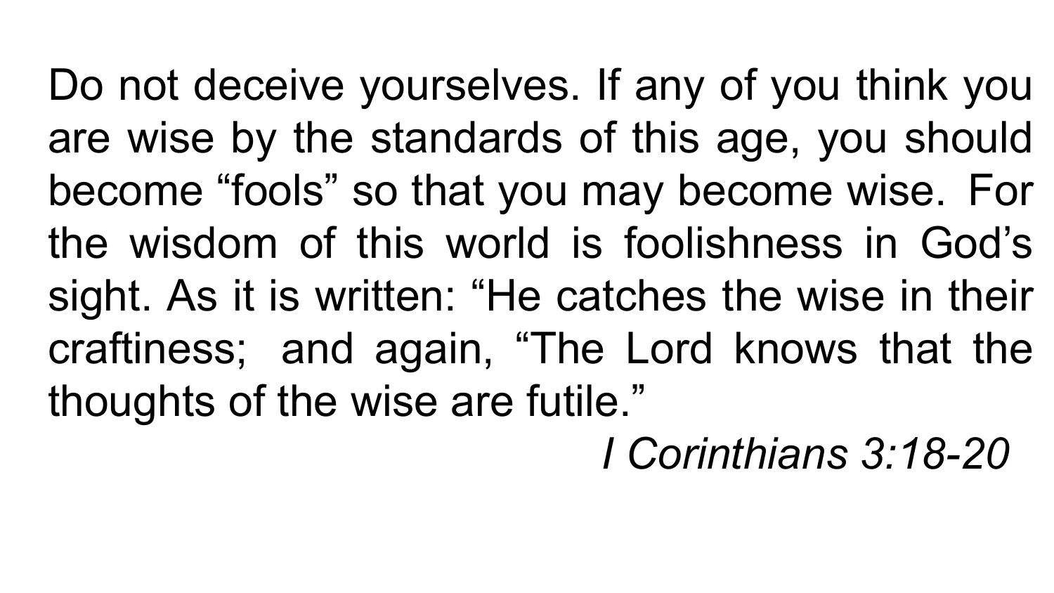Do not deceive yourselves. If any of you think you are wise by the standards of this age, you should become “fools” so that you may become wise. For the wisdom of this world is foolishness in God’s sight. As it is written: “He catches the wise in their craftiness; and again, “The Lord knows that the thoughts of the wise are futile.”

*I Corinthians 3:18-20*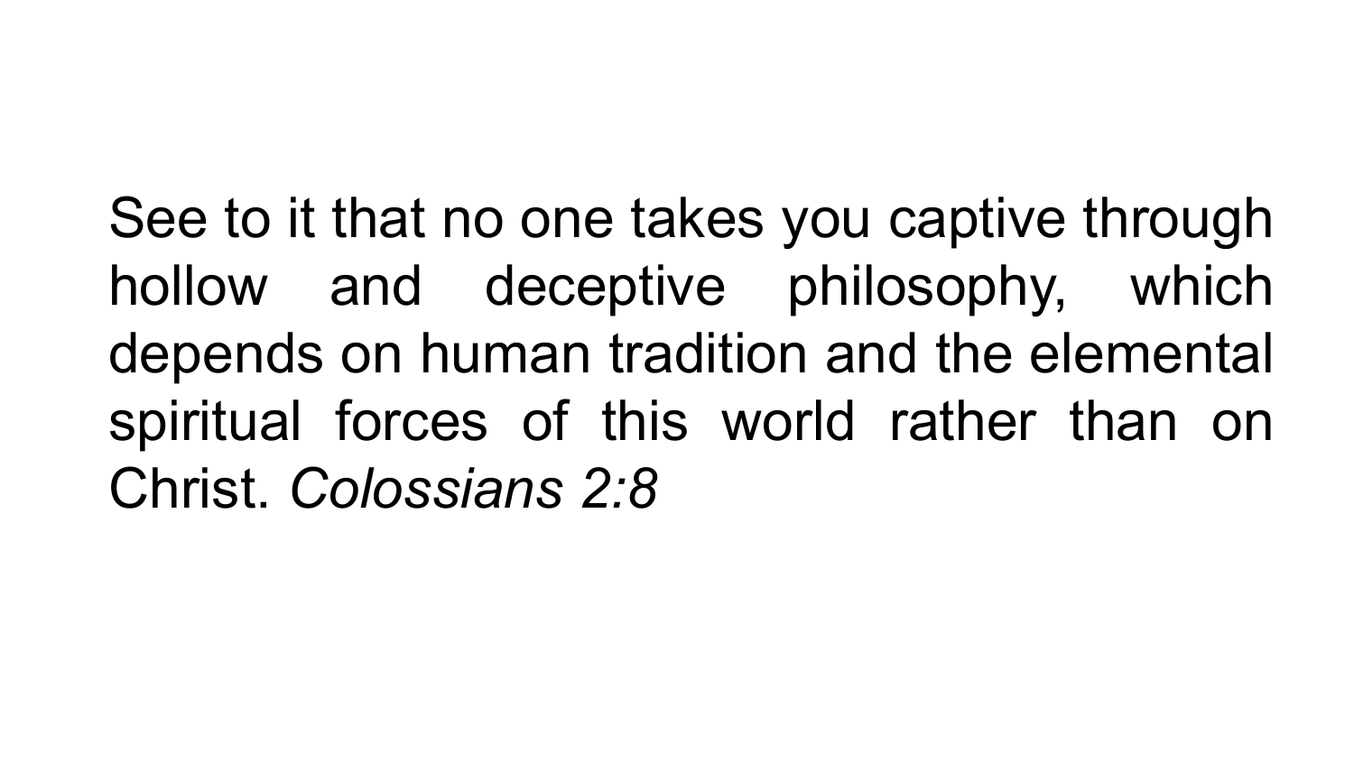See to it that no one takes you captive through hollow and deceptive philosophy, which depends on human tradition and the elemental spiritual forces of this world rather than on Christ. *Colossians 2:8*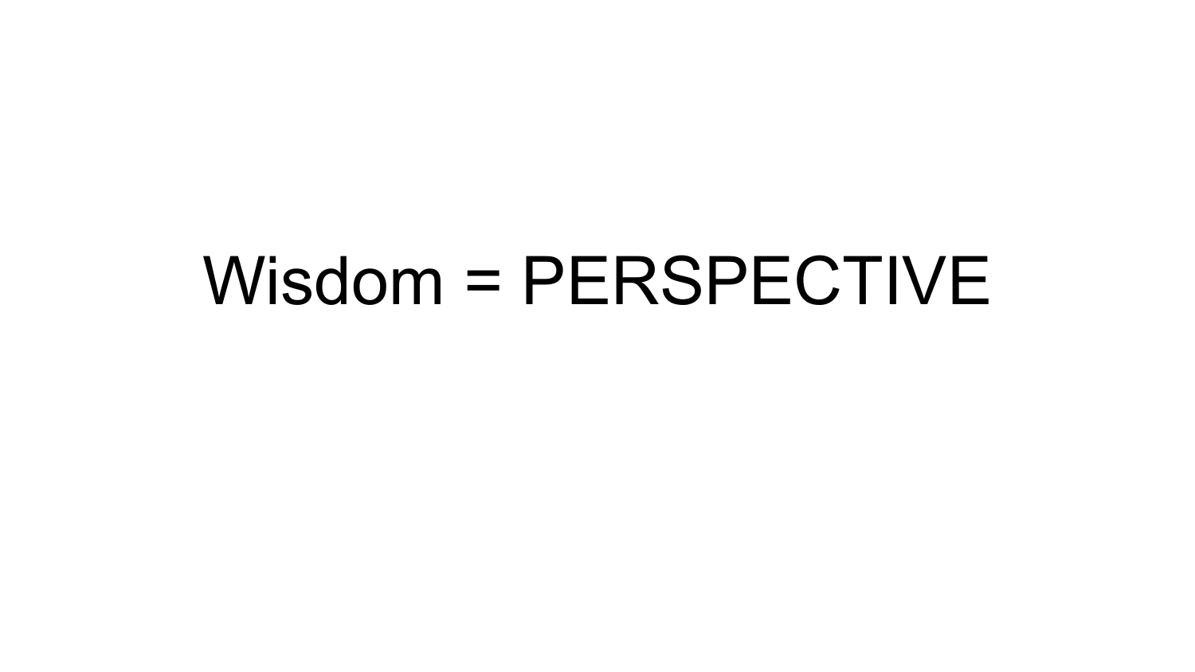# Wisdom = PERSPECTIVE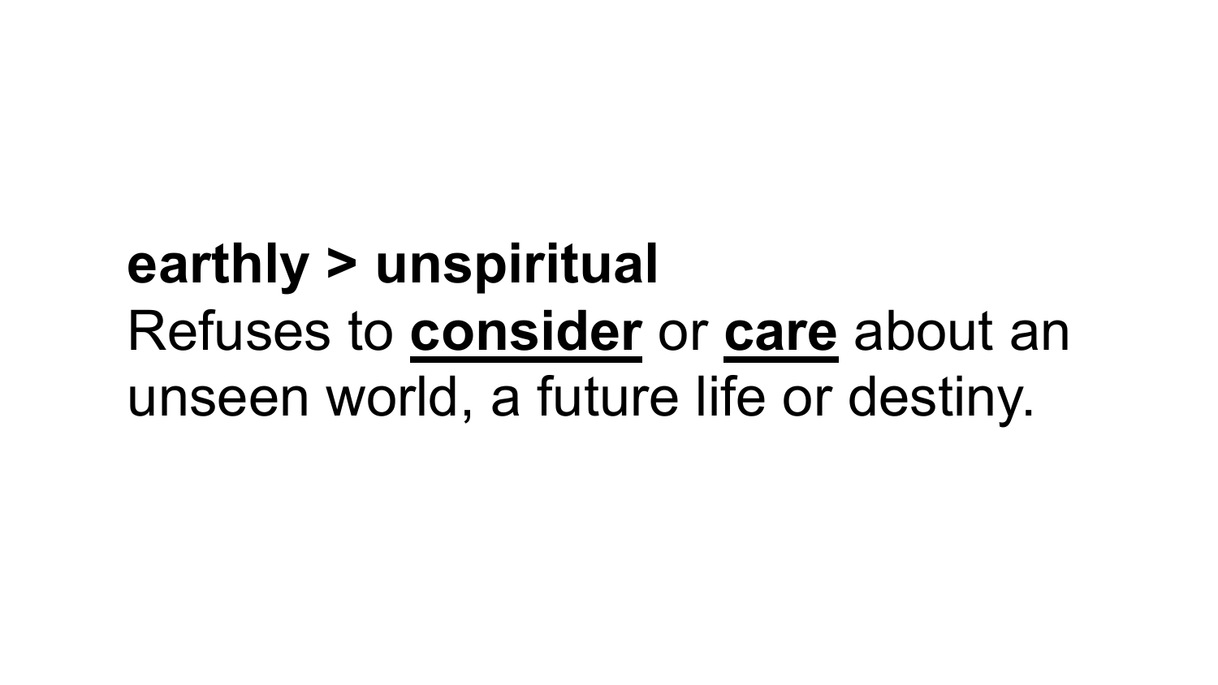**earthly > unspiritual**

Refuses to <u>**consider**</u> or <u>**care**</u> about an unseen world, a future life or destiny.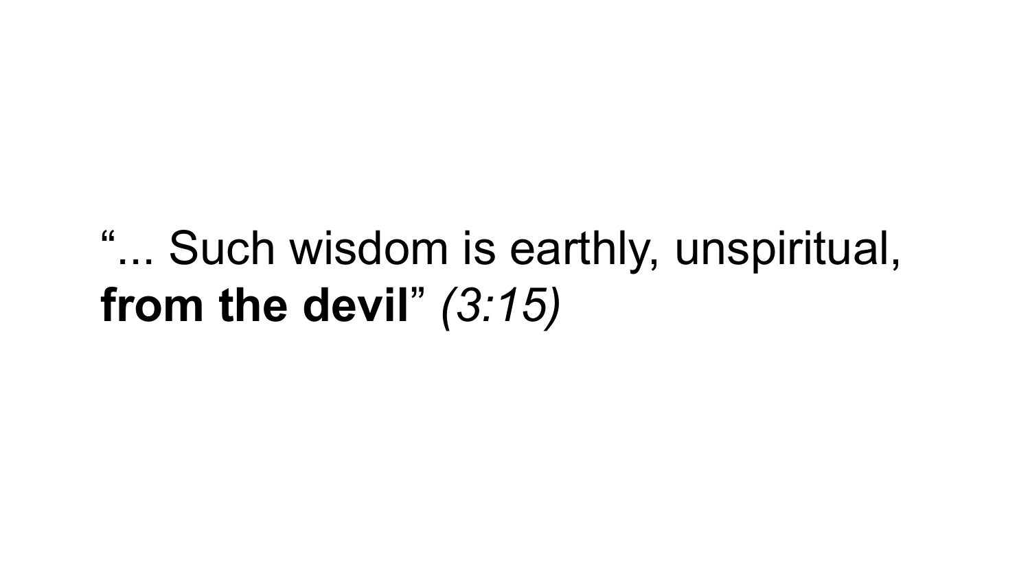"... Such wisdom is earthly, unspiritual, **from the devil**" *(3:15)*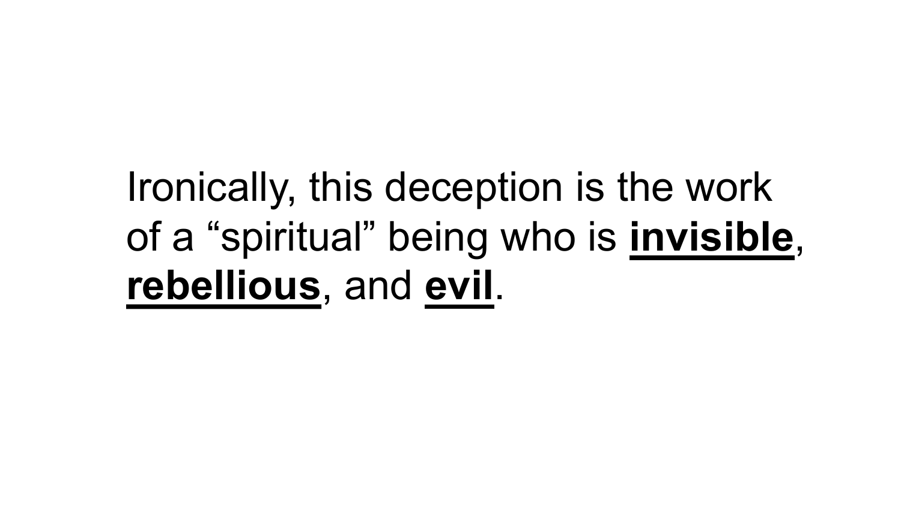Ironically, this deception is the work of a “spiritual” being who is **<u>invisible</u>**, **<u>rebellious</u>**, and **<u>evil</u>**.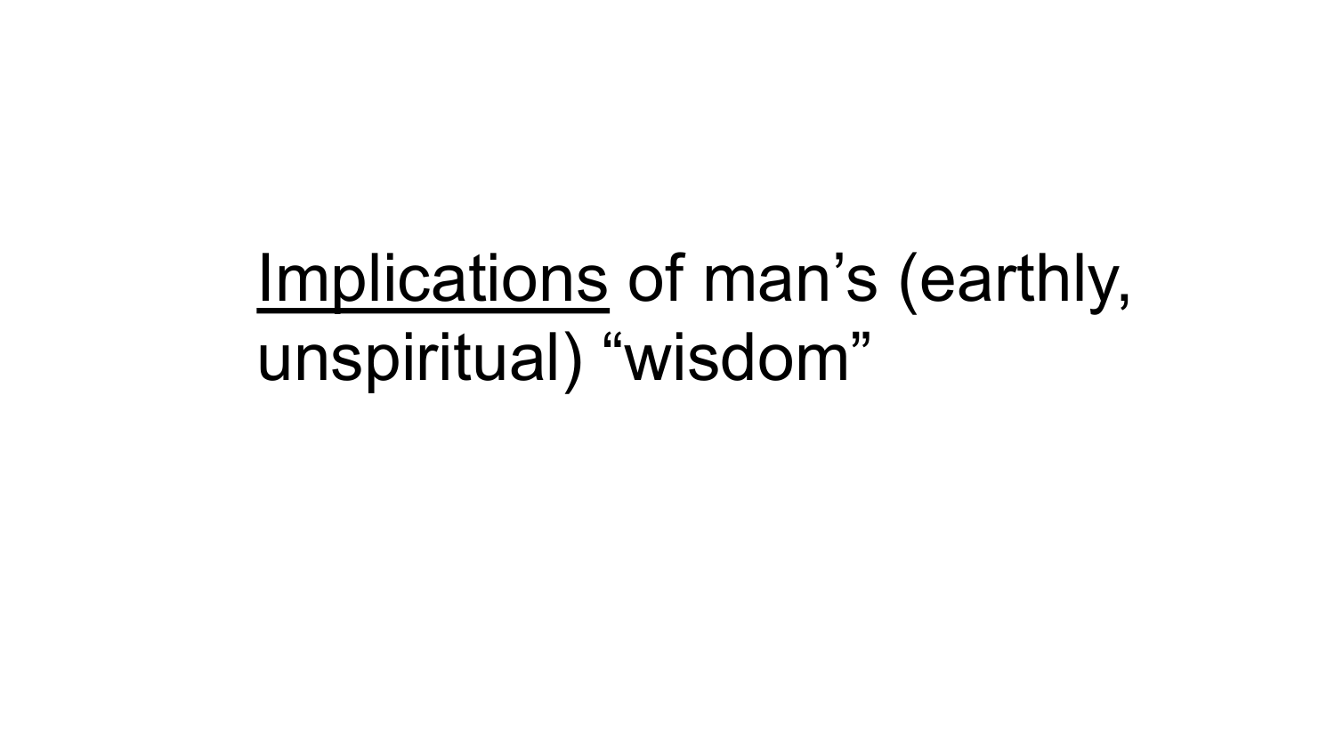<u>Implications</u> of man’s (earthly, unspiritual) “wisdom”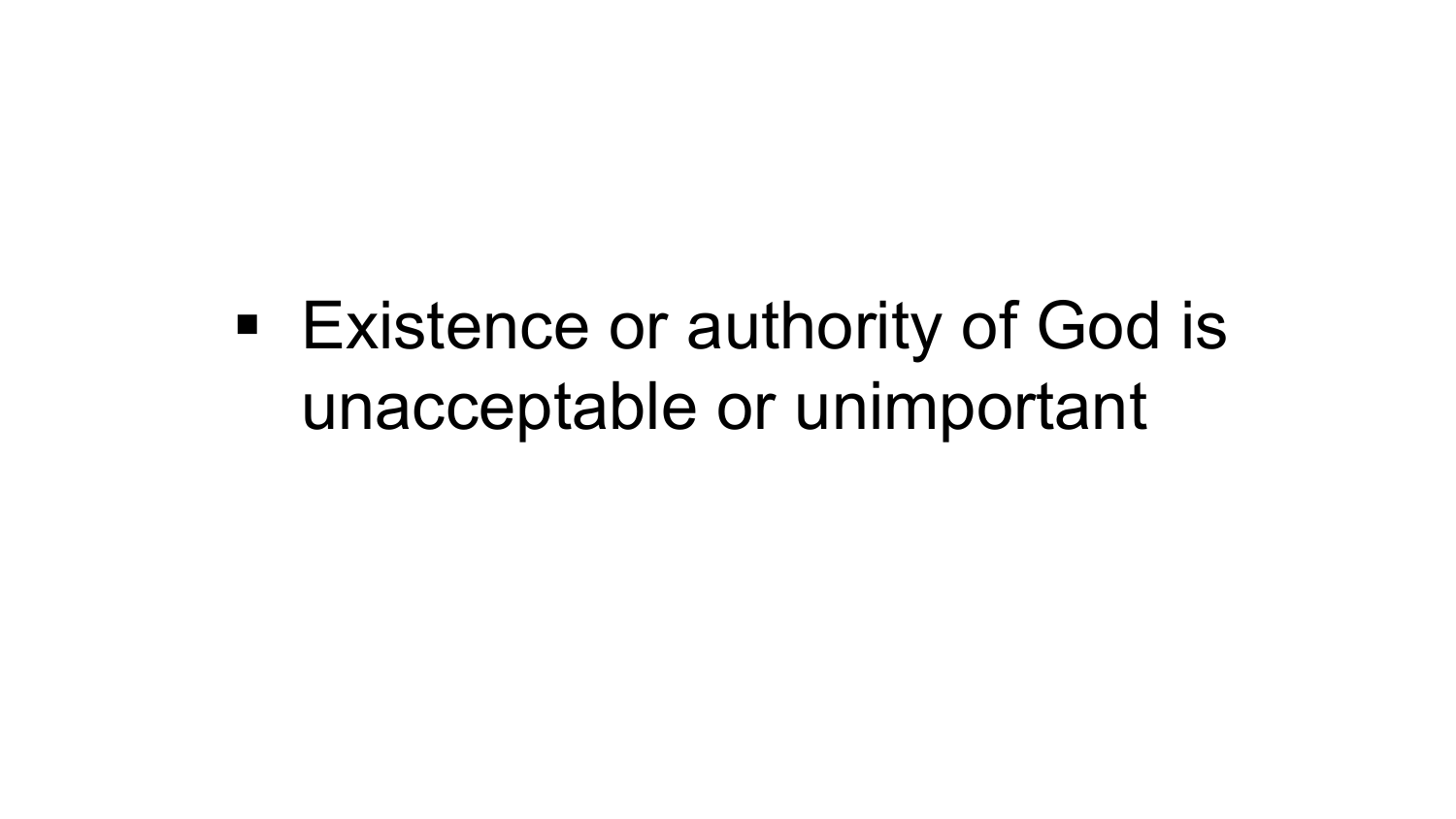- Existence or authority of God is unacceptable or unimportant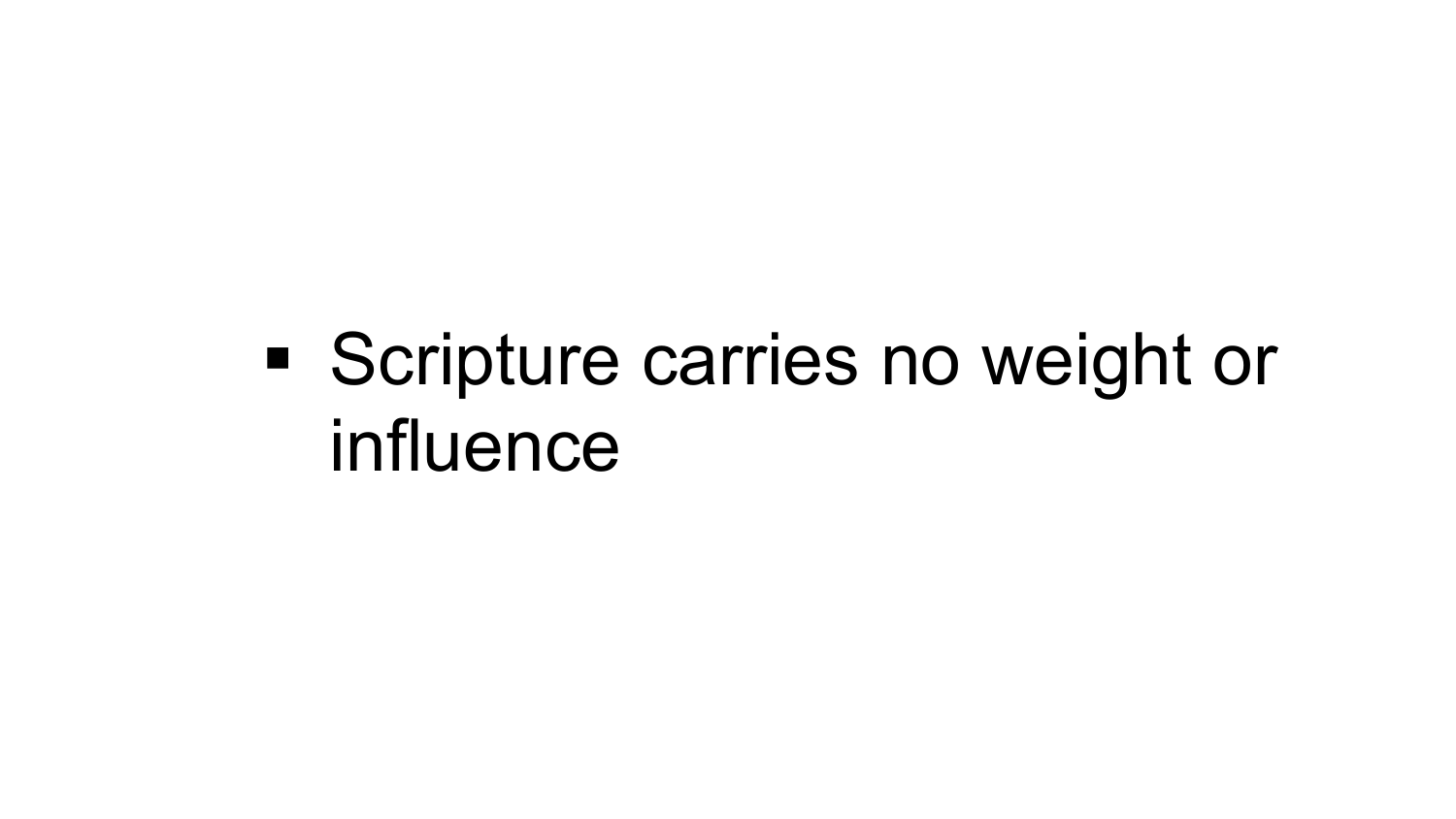- Scripture carries no weight or influence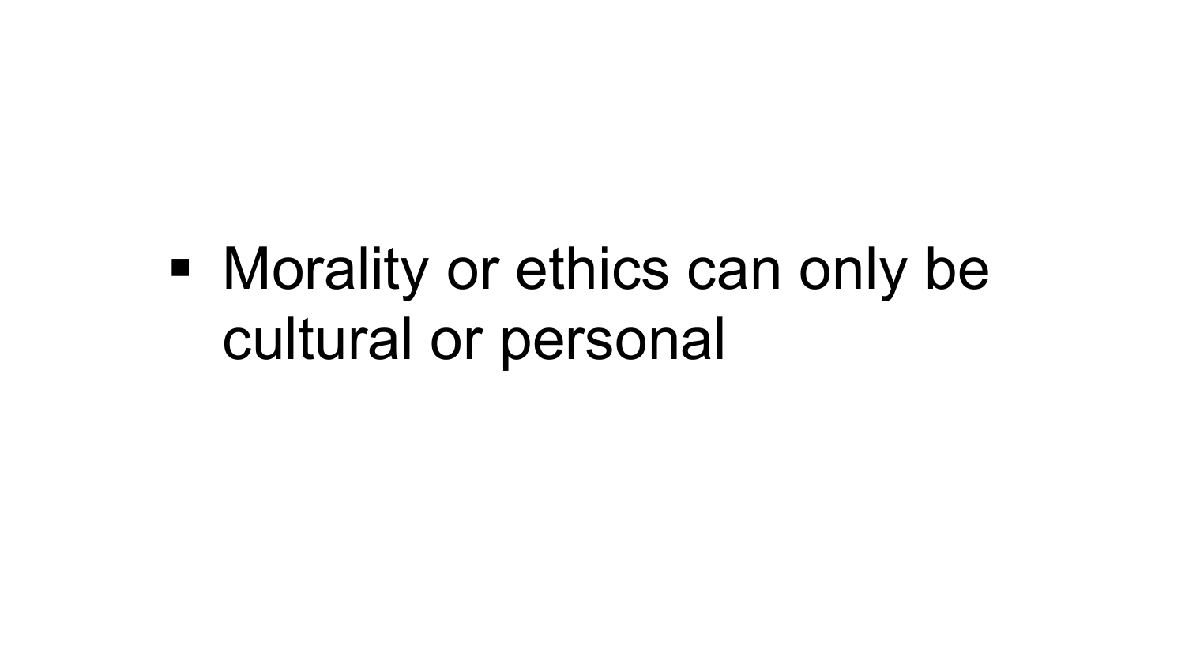- Morality or ethics can only be cultural or personal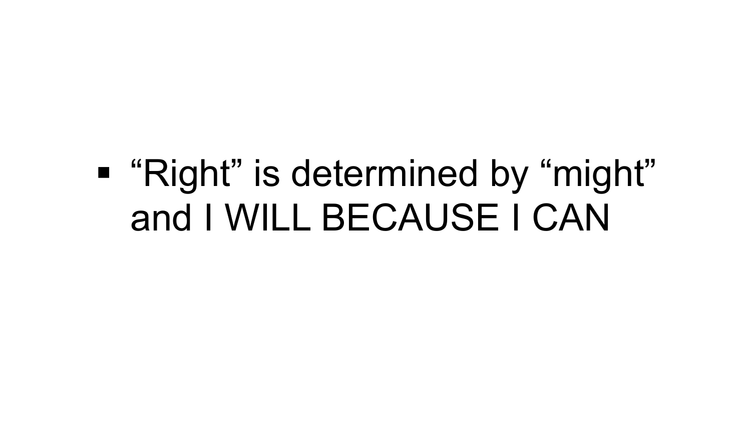- “Right” is determined by “might” and I WILL BECAUSE I CAN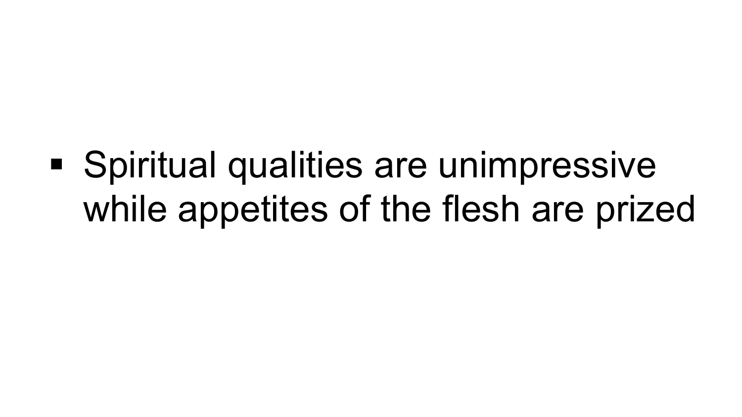- Spiritual qualities are unimpressive while appetites of the flesh are prized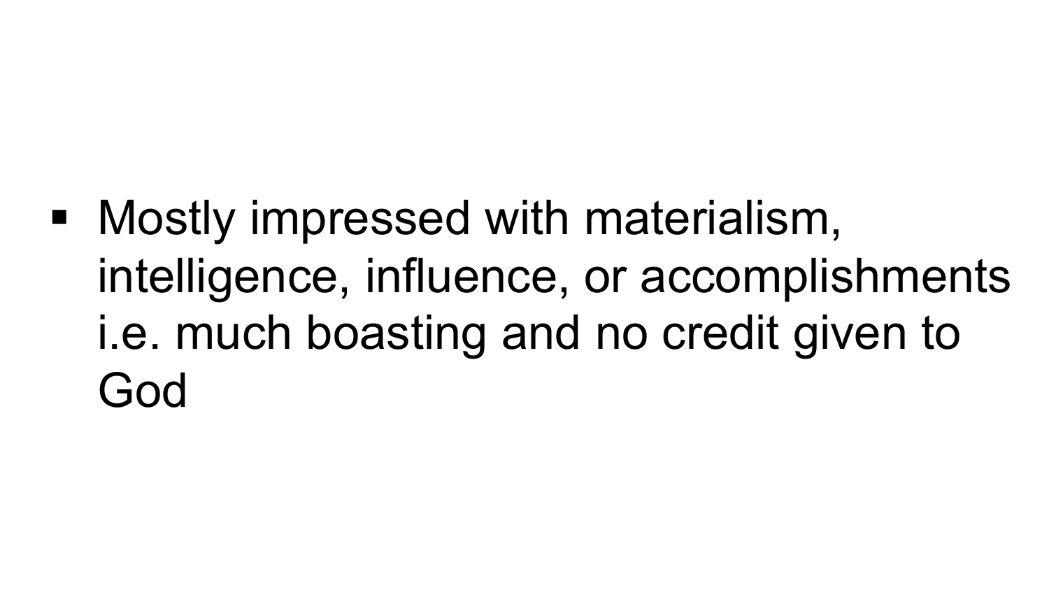- Mostly impressed with materialism, intelligence, influence, or accomplishments i.e. much boasting and no credit given to God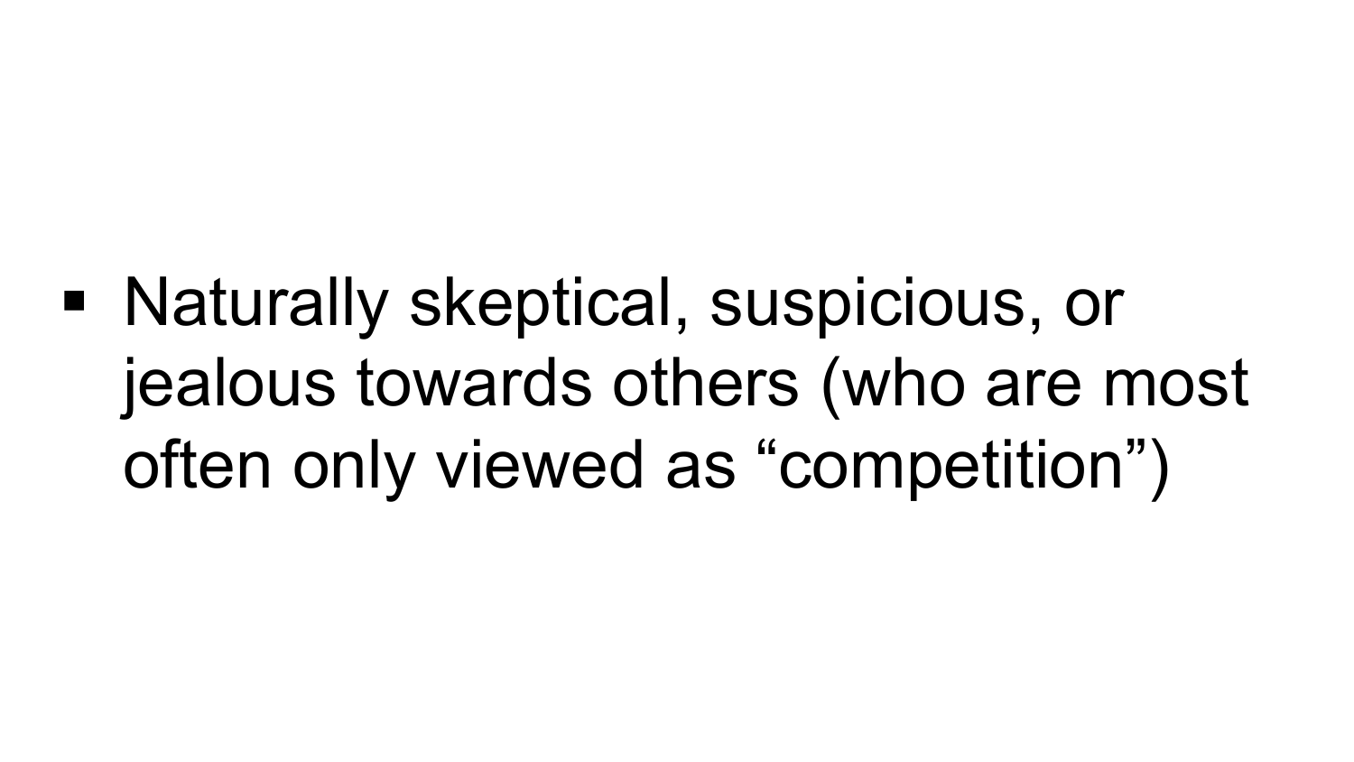- Naturally skeptical, suspicious, or jealous towards others (who are most often only viewed as “competition”)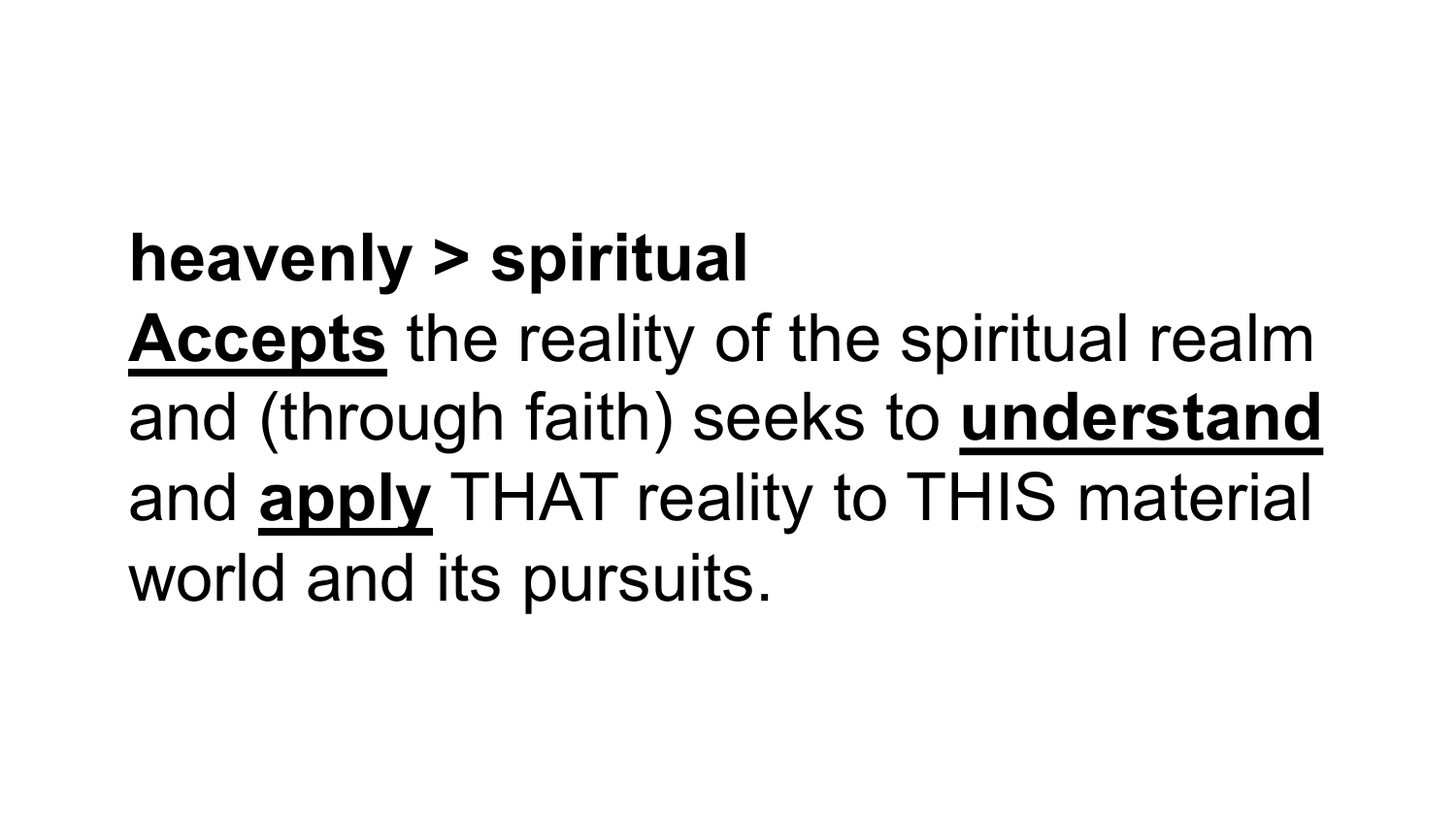**heavenly > spiritual**

<u>**Accepts**</u> the reality of the spiritual realm and (through faith) seeks to <u>**understand**</u> and <u>**apply**</u> THAT reality to THIS material world and its pursuits.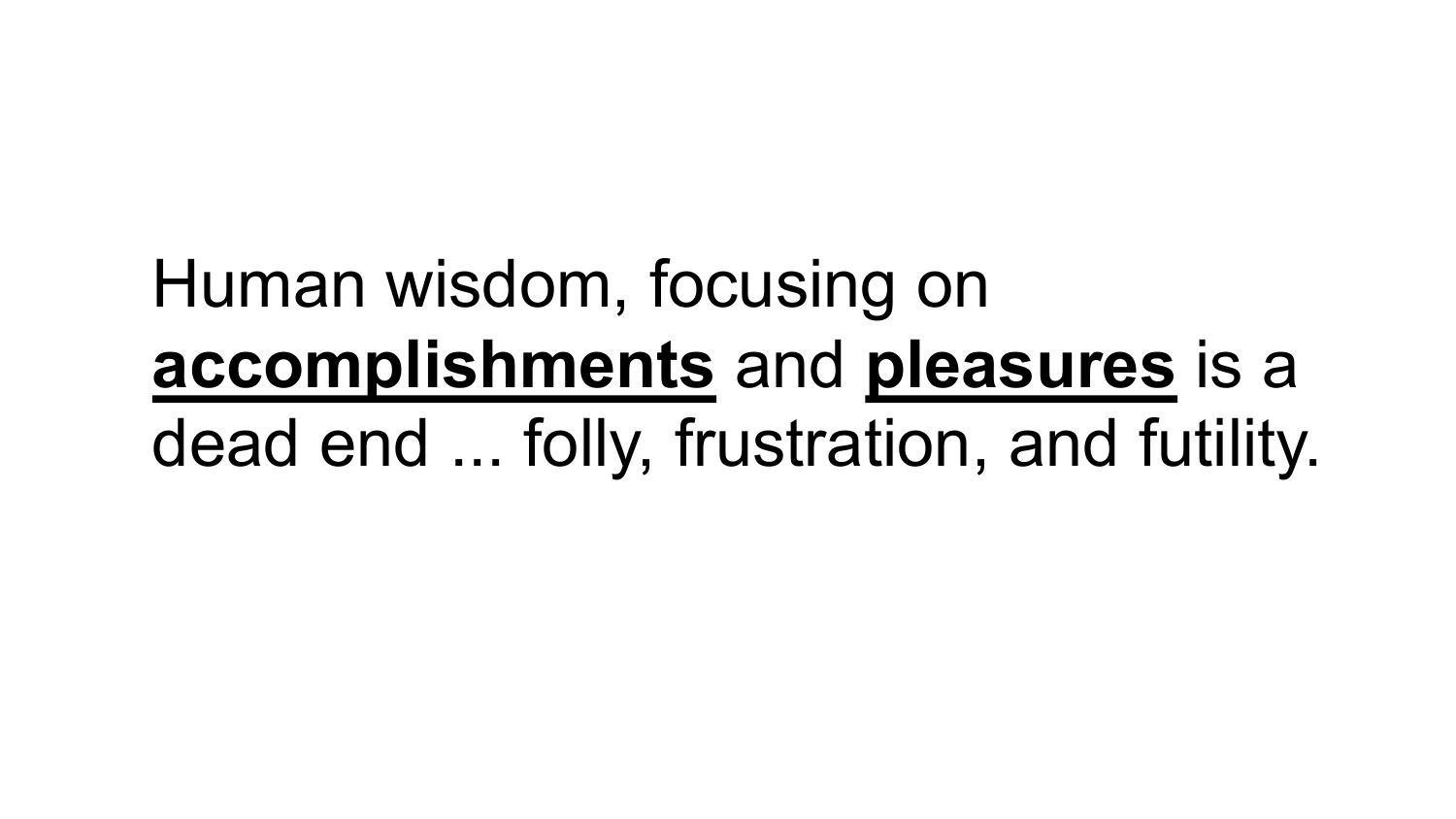Human wisdom, focusing on <u>**accomplishments**</u> and <u>**pleasures**</u> is a dead end ... folly, frustration, and futility.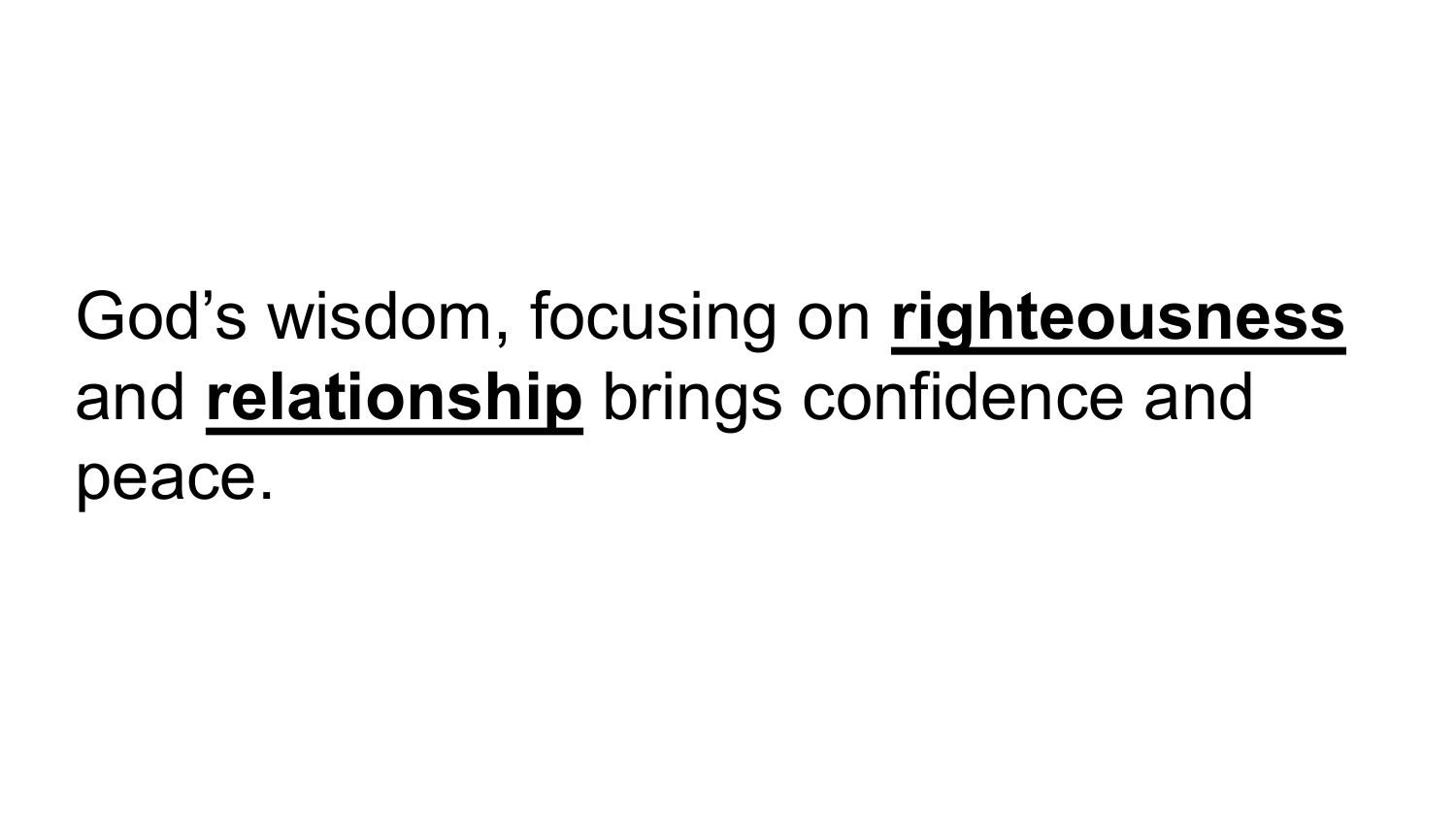God’s wisdom, focusing on <u>**righteousness**</u> and <u>**relationship**</u> brings confidence and peace.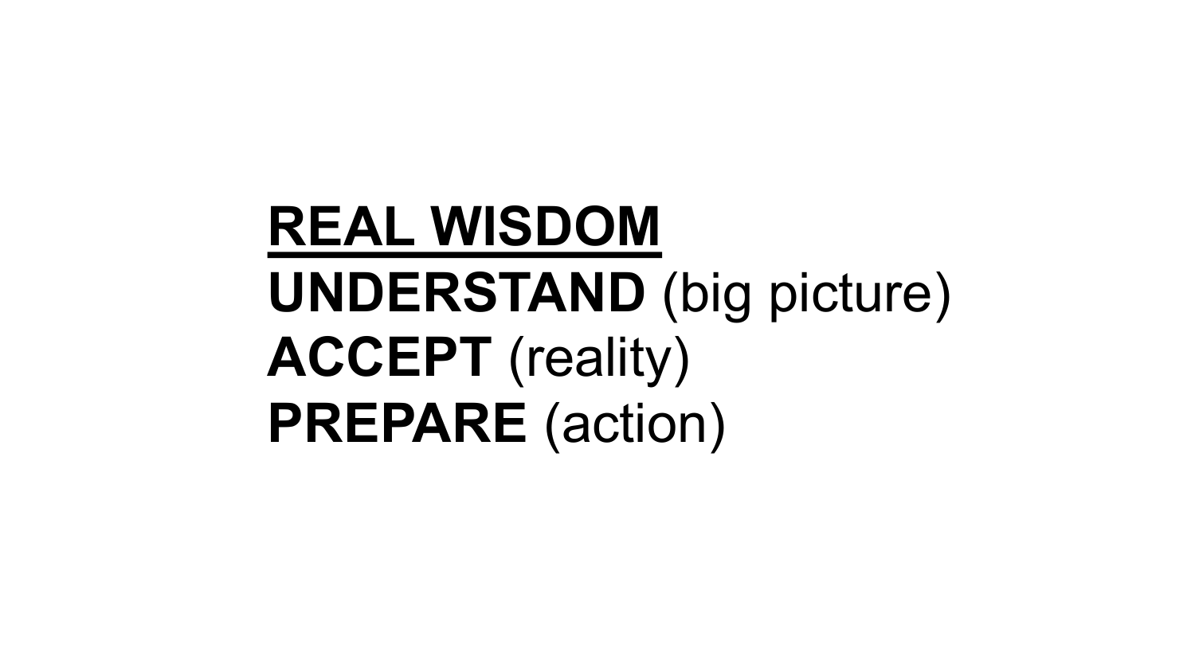## REAL WISDOM

**UNDERSTAND** (big picture)
**ACCEPT** (reality)
**PREPARE** (action)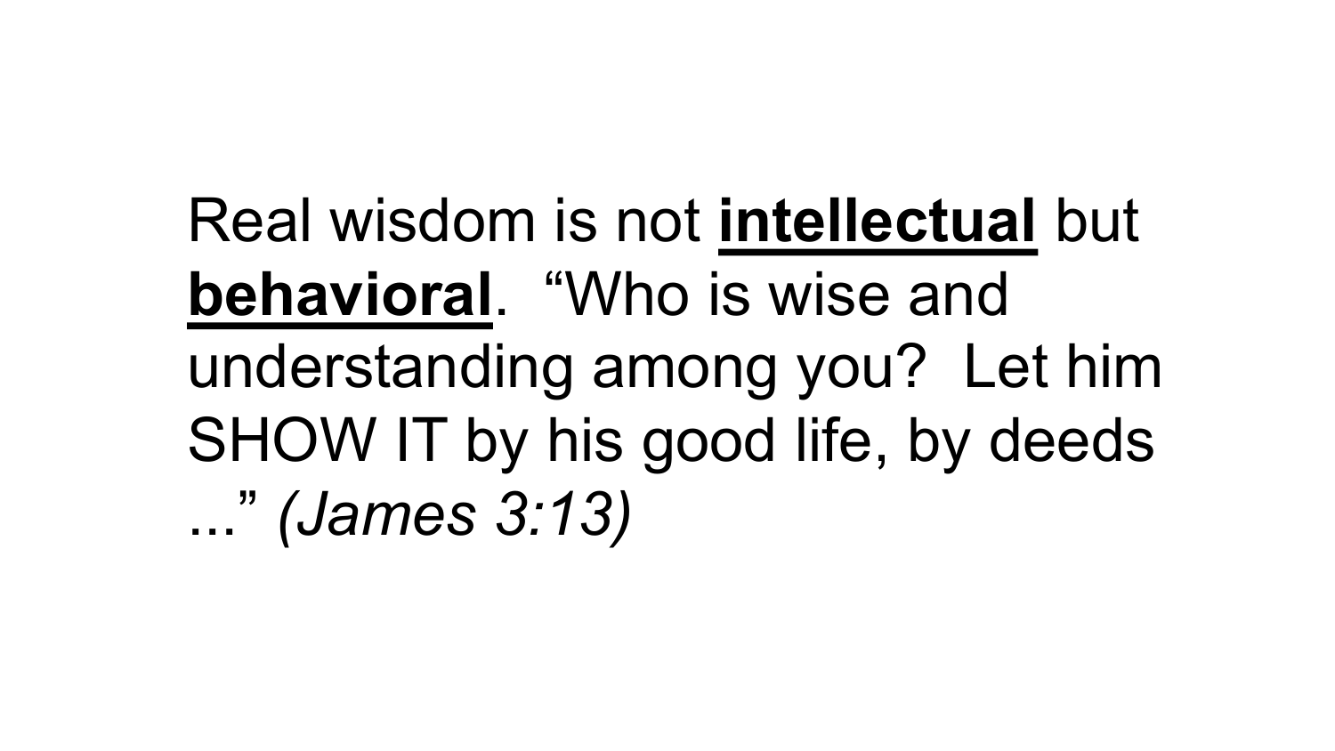Real wisdom is not **<u>intellectual</u>** but **<u>behavioral</u>**. "Who is wise and understanding among you? Let him SHOW IT by his good life, by deeds ..." *(James 3:13)*